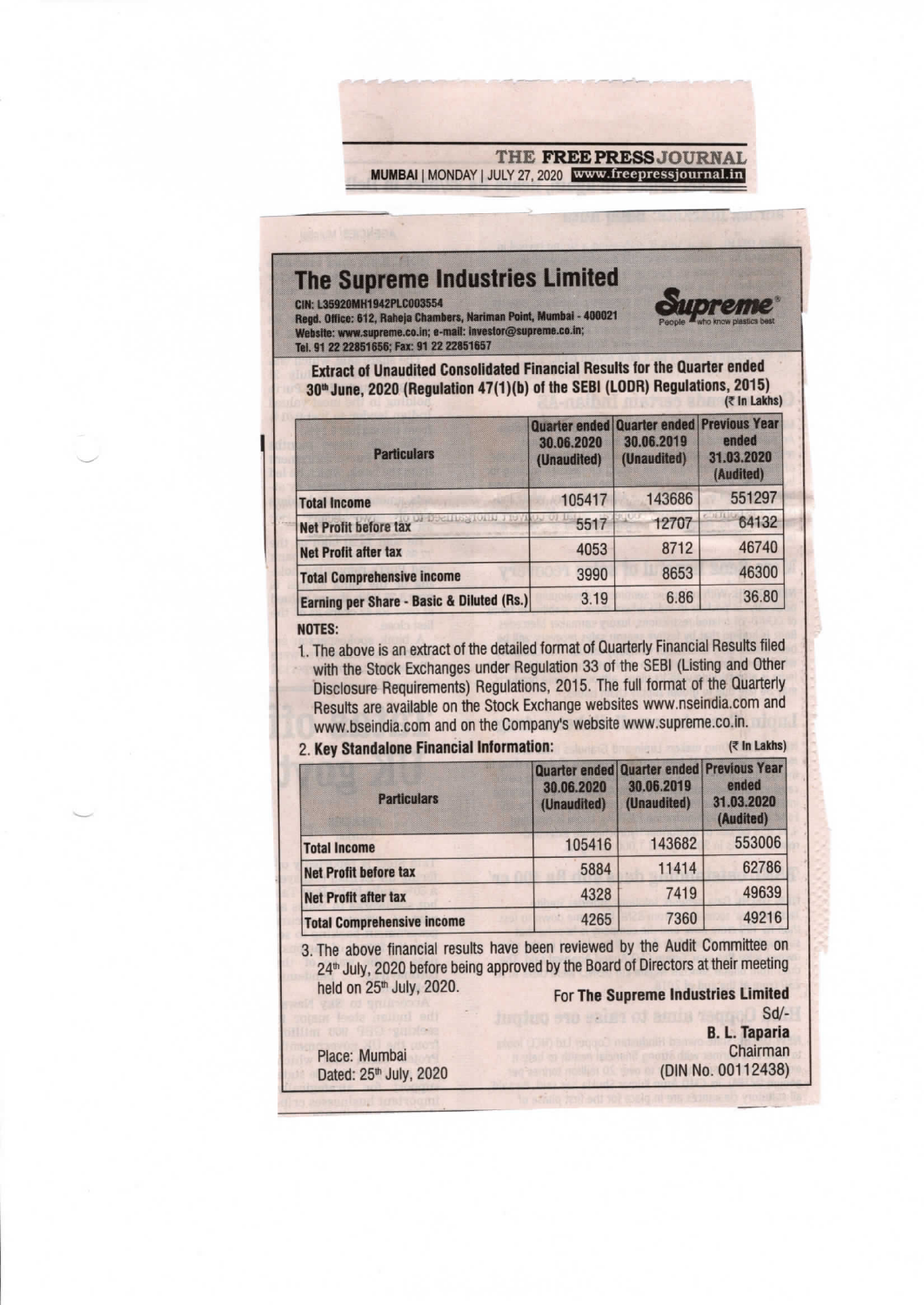THE FREE PRESS JOURNAL
MUMBAI | MONDAY | JULY 27, 2020 www.freepressjournal.in

# The Supreme Industries Limited

CIN: L35920MH1942PLC003554
Regd. Office: 612, Raheja Chambers, Nariman Point, Mumbai - 400021
Website: www.supreme.co.in; e-mail: investor@supreme.co.in;
Tel. 91 22 22851656; Fax: 91 22 22851657

Supreme — People who know plastics best

**Extract of Unaudited Consolidated Financial Results for the Quarter ended 30th June, 2020 (Regulation 47(1)(b) of the SEBI (LODR) Regulations, 2015)**

(₹ In Lakhs)

| Particulars | Quarter ended 30.06.2020 (Unaudited) | Quarter ended 30.06.2019 (Unaudited) | Previous Year ended 31.03.2020 (Audited) |
|---|---|---|---|
| Total Income | 105417 | 143686 | 551297 |
| Net Profit before tax | 5517 | 12707 | 64132 |
| Net Profit after tax | 4053 | 8712 | 46740 |
| Total Comprehensive Income | 3990 | 8653 | 46300 |
| Earning per Share - Basic & Diluted (Rs.) | 3.19 | 6.86 | 36.80 |

**NOTES:**

1. The above is an extract of the detailed format of Quarterly Financial Results filed with the Stock Exchanges under Regulation 33 of the SEBI (Listing and Other Disclosure Requirements) Regulations, 2015. The full format of the Quarterly Results are available on the Stock Exchange websites www.nseindia.com and www.bseindia.com and on the Company's website www.supreme.co.in.

2. **Key Standalone Financial Information:**

(₹ In Lakhs)

| Particulars | Quarter ended 30.06.2020 (Unaudited) | Quarter ended 30.06.2019 (Unaudited) | Previous Year ended 31.03.2020 (Audited) |
|---|---|---|---|
| Total Income | 105416 | 143682 | 553006 |
| Net Profit before tax | 5884 | 11414 | 62786 |
| Net Profit after tax | 4328 | 7419 | 49639 |
| Total Comprehensive Income | 4265 | 7360 | 49216 |

3. The above financial results have been reviewed by the Audit Committee on 24th July, 2020 before being approved by the Board of Directors at their meeting held on 25th July, 2020.

For **The Supreme Industries Limited**
Sd/-
**B. L. Taparia**
Chairman
(DIN No. 00112438)

Place: Mumbai
Dated: 25th July, 2020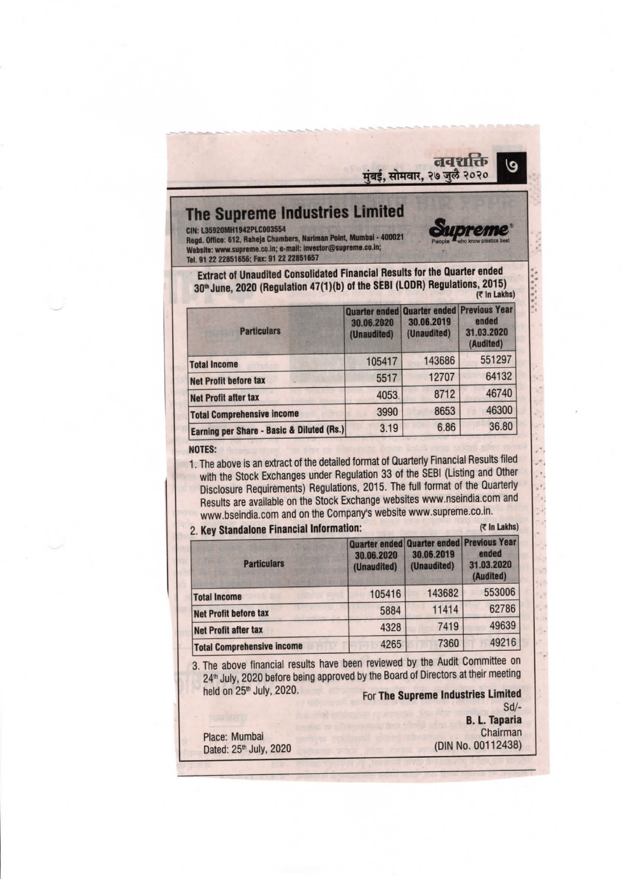नवशक्ति
मुंबई, सोमवार, २७ जुलै २०२०

# The Supreme Industries Limited

CIN: L35920MH1942PLC003554
Regd. Office: 612, Raheja Chambers, Nariman Point, Mumbai - 400021
Website: www.supreme.co.in; e-mail: investor@supreme.co.in;
Tel. 91 22 22851656; Fax: 91 22 22851657

**Supreme** People who know plastics best

## Extract of Unaudited Consolidated Financial Results for the Quarter ended 30th June, 2020 (Regulation 47(1)(b) of the SEBI (LODR) Regulations, 2015)

(₹ In Lakhs)

| Particulars | Quarter ended 30.06.2020 (Unaudited) | Quarter ended 30.06.2019 (Unaudited) | Previous Year ended 31.03.2020 (Audited) |
|---|---|---|---|
| Total Income | 105417 | 143686 | 551297 |
| Net Profit before tax | 5517 | 12707 | 64132 |
| Net Profit after tax | 4053 | 8712 | 46740 |
| Total Comprehensive income | 3990 | 8653 | 46300 |
| Earning per Share - Basic & Diluted (Rs.) | 3.19 | 6.86 | 36.80 |

**NOTES:**

1. The above is an extract of the detailed format of Quarterly Financial Results filed with the Stock Exchanges under Regulation 33 of the SEBI (Listing and Other Disclosure Requirements) Regulations, 2015. The full format of the Quarterly Results are available on the Stock Exchange websites www.nseindia.com and www.bseindia.com and on the Company's website www.supreme.co.in.

2. **Key Standalone Financial Information:**

(₹ In Lakhs)

| Particulars | Quarter ended 30.06.2020 (Unaudited) | Quarter ended 30.06.2019 (Unaudited) | Previous Year ended 31.03.2020 (Audited) |
|---|---|---|---|
| Total Income | 105416 | 143682 | 553006 |
| Net Profit before tax | 5884 | 11414 | 62786 |
| Net Profit after tax | 4328 | 7419 | 49639 |
| Total Comprehensive income | 4265 | 7360 | 49216 |

3. The above financial results have been reviewed by the Audit Committee on 24th July, 2020 before being approved by the Board of Directors at their meeting held on 25th July, 2020.

For **The Supreme Industries Limited**
Sd/-
**B. L. Taparia**
Chairman
(DIN No. 00112438)

Place: Mumbai
Dated: 25th July, 2020